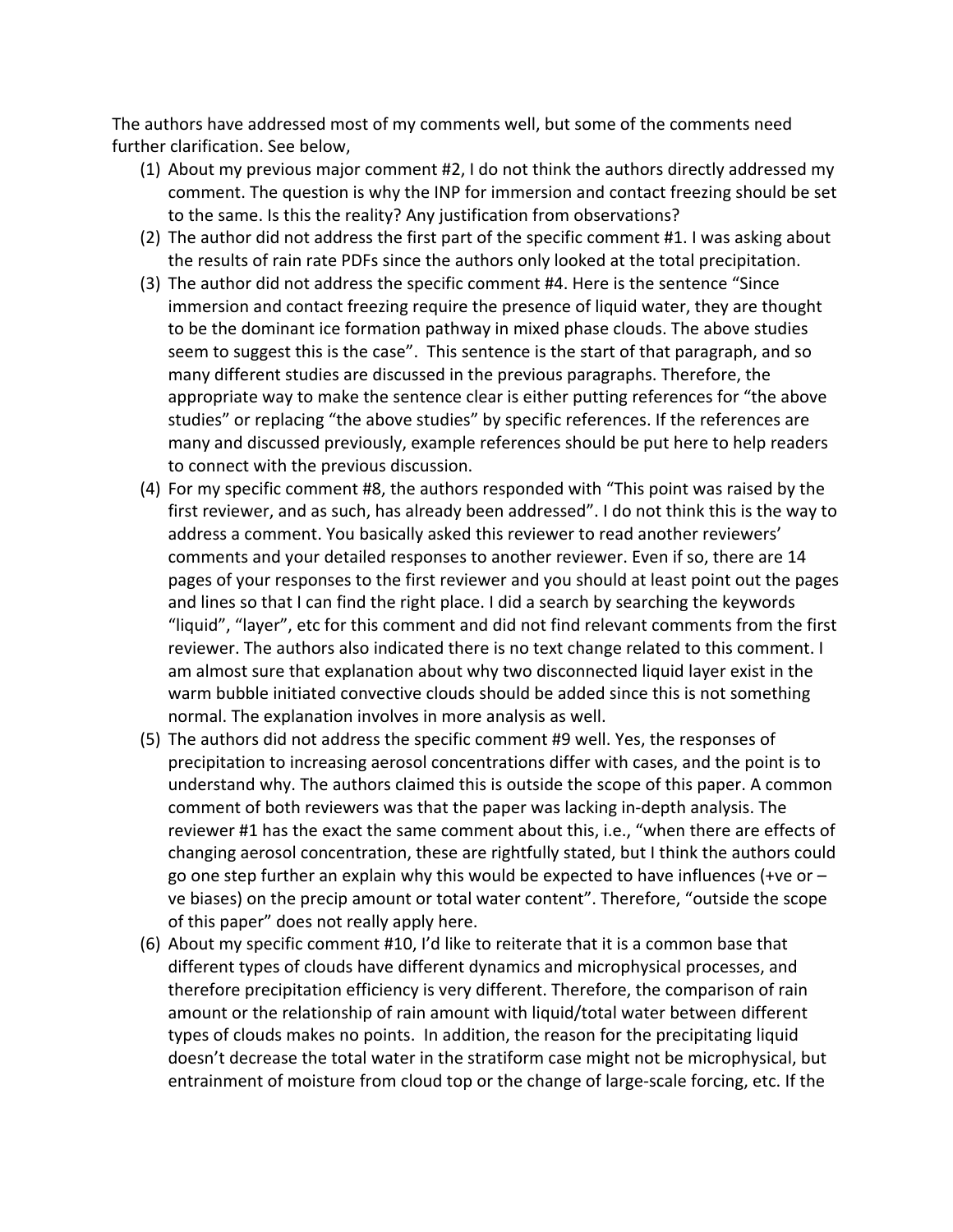The authors have addressed most of my comments well, but some of the comments need further clarification. See below,

(1) About my previous major comment #2, I do not think the authors directly addressed my comment. The question is why the INP for immersion and contact freezing should be set to the same. Is this the reality? Any justification from observations?

(2) The author did not address the first part of the specific comment #1. I was asking about the results of rain rate PDFs since the authors only looked at the total precipitation.

(3) The author did not address the specific comment #4. Here is the sentence "Since immersion and contact freezing require the presence of liquid water, they are thought to be the dominant ice formation pathway in mixed phase clouds. The above studies seem to suggest this is the case". This sentence is the start of that paragraph, and so many different studies are discussed in the previous paragraphs. Therefore, the appropriate way to make the sentence clear is either putting references for "the above studies" or replacing "the above studies" by specific references. If the references are many and discussed previously, example references should be put here to help readers to connect with the previous discussion.

(4) For my specific comment #8, the authors responded with "This point was raised by the first reviewer, and as such, has already been addressed". I do not think this is the way to address a comment. You basically asked this reviewer to read another reviewers' comments and your detailed responses to another reviewer. Even if so, there are 14 pages of your responses to the first reviewer and you should at least point out the pages and lines so that I can find the right place. I did a search by searching the keywords "liquid", "layer", etc for this comment and did not find relevant comments from the first reviewer. The authors also indicated there is no text change related to this comment. I am almost sure that explanation about why two disconnected liquid layer exist in the warm bubble initiated convective clouds should be added since this is not something normal. The explanation involves in more analysis as well.

(5) The authors did not address the specific comment #9 well. Yes, the responses of precipitation to increasing aerosol concentrations differ with cases, and the point is to understand why. The authors claimed this is outside the scope of this paper. A common comment of both reviewers was that the paper was lacking in-depth analysis. The reviewer #1 has the exact the same comment about this, i.e., "when there are effects of changing aerosol concentration, these are rightfully stated, but I think the authors could go one step further an explain why this would be expected to have influences (+ve or –ve biases) on the precip amount or total water content". Therefore, "outside the scope of this paper" does not really apply here.

(6) About my specific comment #10, I'd like to reiterate that it is a common base that different types of clouds have different dynamics and microphysical processes, and therefore precipitation efficiency is very different. Therefore, the comparison of rain amount or the relationship of rain amount with liquid/total water between different types of clouds makes no points. In addition, the reason for the precipitating liquid doesn't decrease the total water in the stratiform case might not be microphysical, but entrainment of moisture from cloud top or the change of large-scale forcing, etc. If the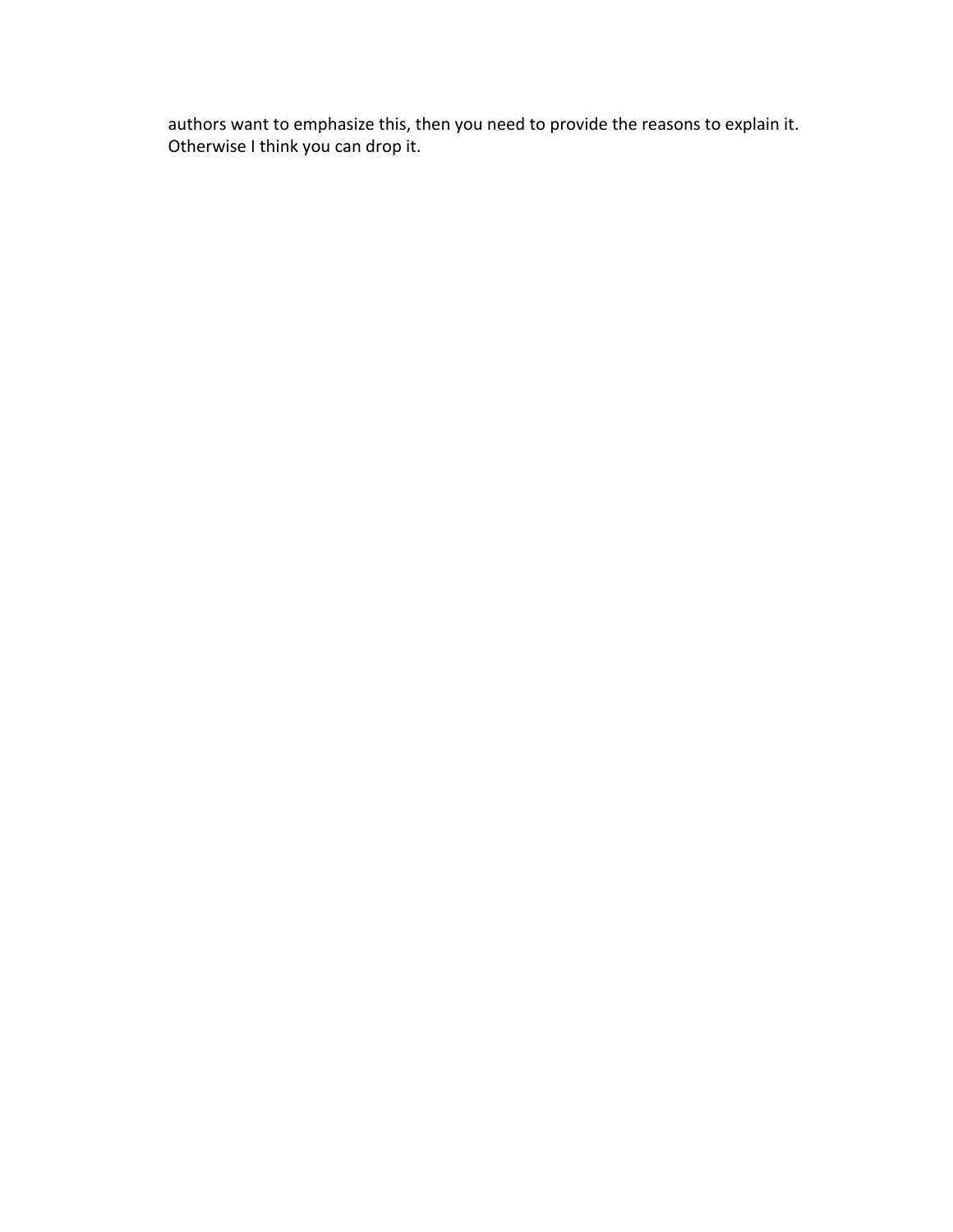authors want to emphasize this, then you need to provide the reasons to explain it. Otherwise I think you can drop it.